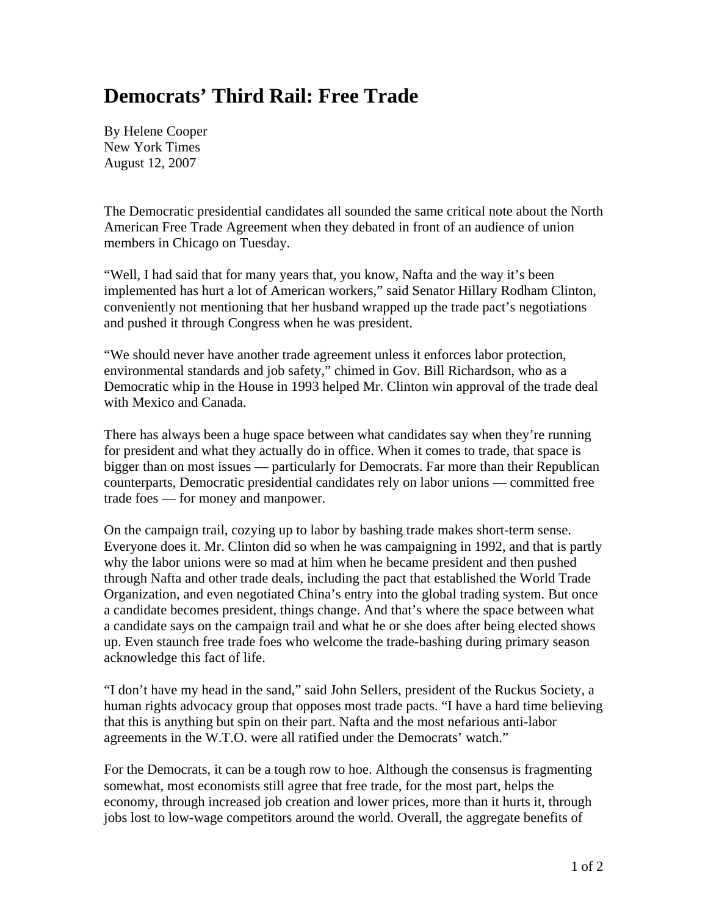# Democrats' Third Rail: Free Trade

By Helene Cooper
New York Times
August 12, 2007

The Democratic presidential candidates all sounded the same critical note about the North American Free Trade Agreement when they debated in front of an audience of union members in Chicago on Tuesday.

"Well, I had said that for many years that, you know, Nafta and the way it's been implemented has hurt a lot of American workers," said Senator Hillary Rodham Clinton, conveniently not mentioning that her husband wrapped up the trade pact's negotiations and pushed it through Congress when he was president.

"We should never have another trade agreement unless it enforces labor protection, environmental standards and job safety," chimed in Gov. Bill Richardson, who as a Democratic whip in the House in 1993 helped Mr. Clinton win approval of the trade deal with Mexico and Canada.

There has always been a huge space between what candidates say when they're running for president and what they actually do in office. When it comes to trade, that space is bigger than on most issues — particularly for Democrats. Far more than their Republican counterparts, Democratic presidential candidates rely on labor unions — committed free trade foes — for money and manpower.

On the campaign trail, cozying up to labor by bashing trade makes short-term sense. Everyone does it. Mr. Clinton did so when he was campaigning in 1992, and that is partly why the labor unions were so mad at him when he became president and then pushed through Nafta and other trade deals, including the pact that established the World Trade Organization, and even negotiated China's entry into the global trading system. But once a candidate becomes president, things change. And that's where the space between what a candidate says on the campaign trail and what he or she does after being elected shows up. Even staunch free trade foes who welcome the trade-bashing during primary season acknowledge this fact of life.

"I don't have my head in the sand," said John Sellers, president of the Ruckus Society, a human rights advocacy group that opposes most trade pacts. "I have a hard time believing that this is anything but spin on their part. Nafta and the most nefarious anti-labor agreements in the W.T.O. were all ratified under the Democrats' watch."

For the Democrats, it can be a tough row to hoe. Although the consensus is fragmenting somewhat, most economists still agree that free trade, for the most part, helps the economy, through increased job creation and lower prices, more than it hurts it, through jobs lost to low-wage competitors around the world. Overall, the aggregate benefits of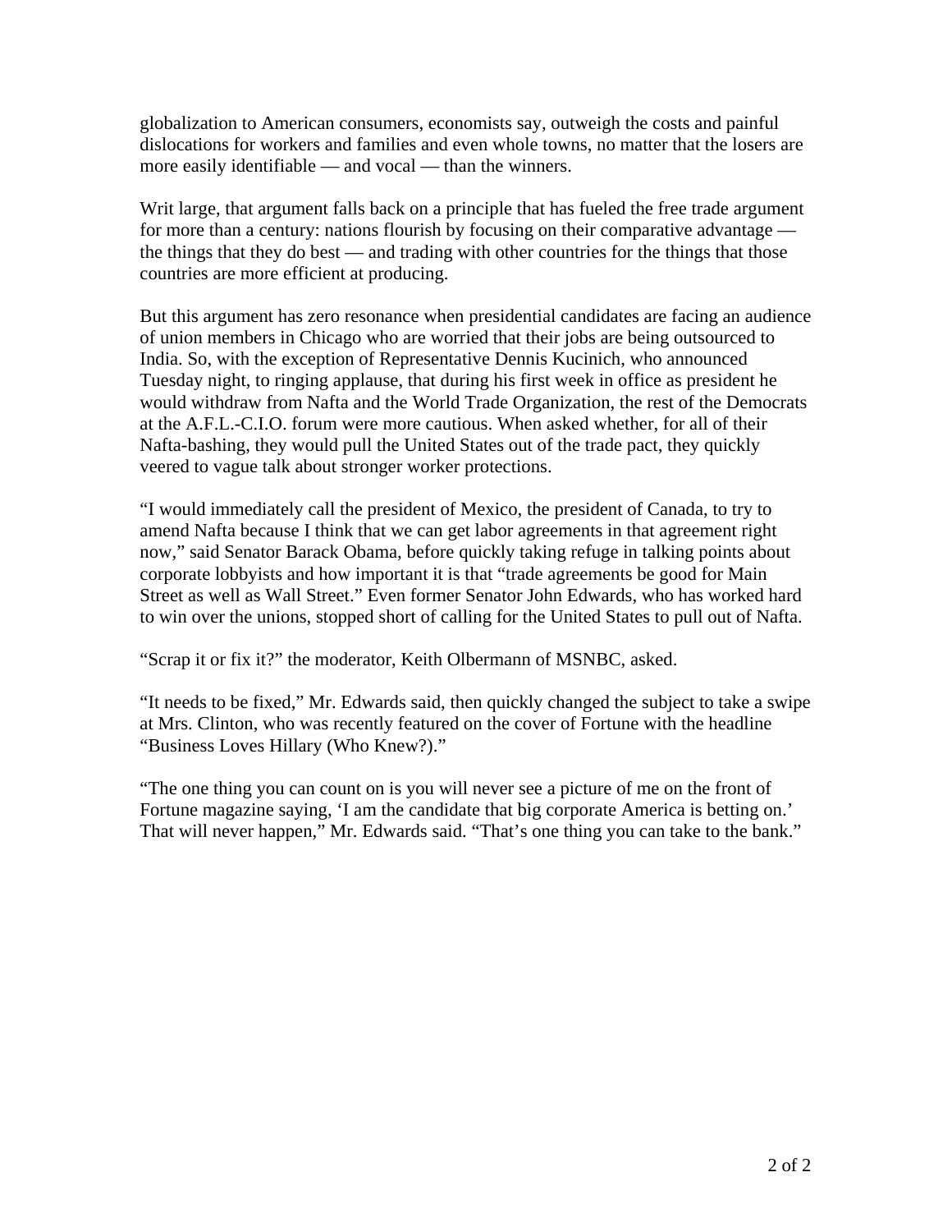globalization to American consumers, economists say, outweigh the costs and painful dislocations for workers and families and even whole towns, no matter that the losers are more easily identifiable — and vocal — than the winners.

Writ large, that argument falls back on a principle that has fueled the free trade argument for more than a century: nations flourish by focusing on their comparative advantage — the things that they do best — and trading with other countries for the things that those countries are more efficient at producing.

But this argument has zero resonance when presidential candidates are facing an audience of union members in Chicago who are worried that their jobs are being outsourced to India. So, with the exception of Representative Dennis Kucinich, who announced Tuesday night, to ringing applause, that during his first week in office as president he would withdraw from Nafta and the World Trade Organization, the rest of the Democrats at the A.F.L.-C.I.O. forum were more cautious. When asked whether, for all of their Nafta-bashing, they would pull the United States out of the trade pact, they quickly veered to vague talk about stronger worker protections.

"I would immediately call the president of Mexico, the president of Canada, to try to amend Nafta because I think that we can get labor agreements in that agreement right now," said Senator Barack Obama, before quickly taking refuge in talking points about corporate lobbyists and how important it is that "trade agreements be good for Main Street as well as Wall Street." Even former Senator John Edwards, who has worked hard to win over the unions, stopped short of calling for the United States to pull out of Nafta.

"Scrap it or fix it?" the moderator, Keith Olbermann of MSNBC, asked.

"It needs to be fixed," Mr. Edwards said, then quickly changed the subject to take a swipe at Mrs. Clinton, who was recently featured on the cover of Fortune with the headline "Business Loves Hillary (Who Knew?)."

"The one thing you can count on is you will never see a picture of me on the front of Fortune magazine saying, 'I am the candidate that big corporate America is betting on.' That will never happen," Mr. Edwards said. "That's one thing you can take to the bank."